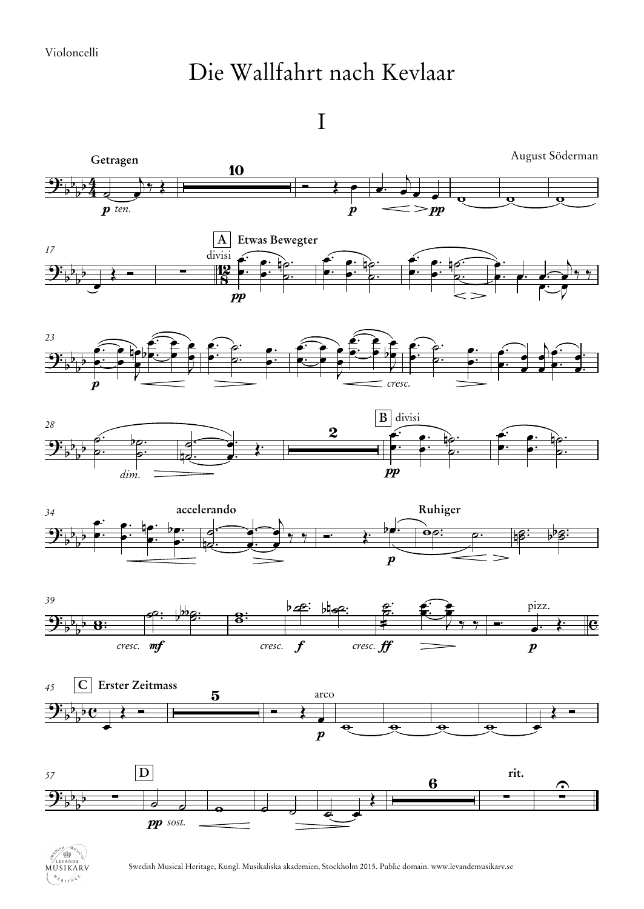Violoncelli

# Die Wallfahrt nach Kevlaar

## I

August Söderman

Swedish Musical Heritage, Kungl. Musikaliska akademien, Stockholm 2015. Public domain. www.levandemusikarv.se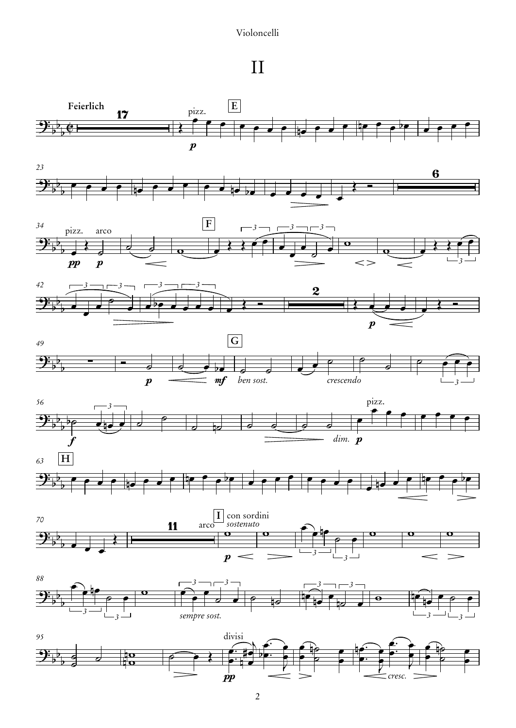# II

**Feierlich**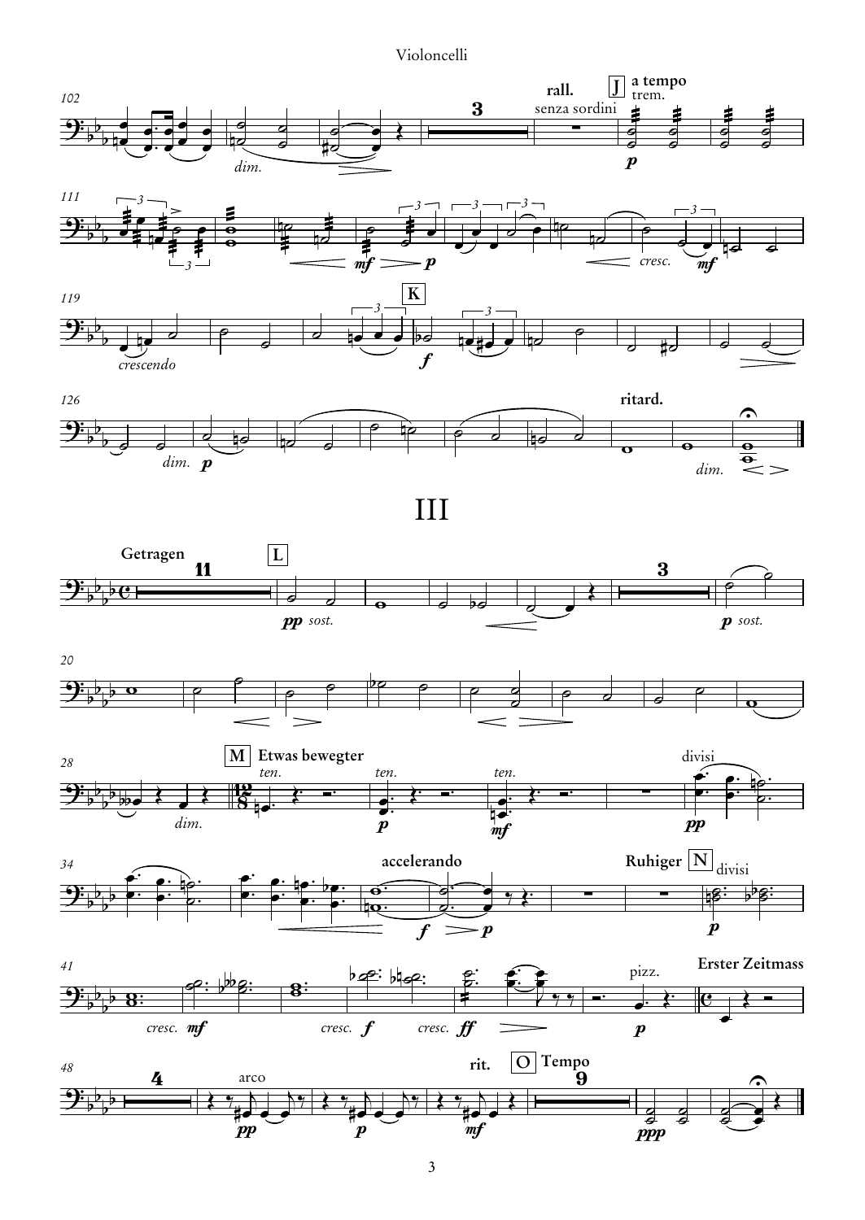# III